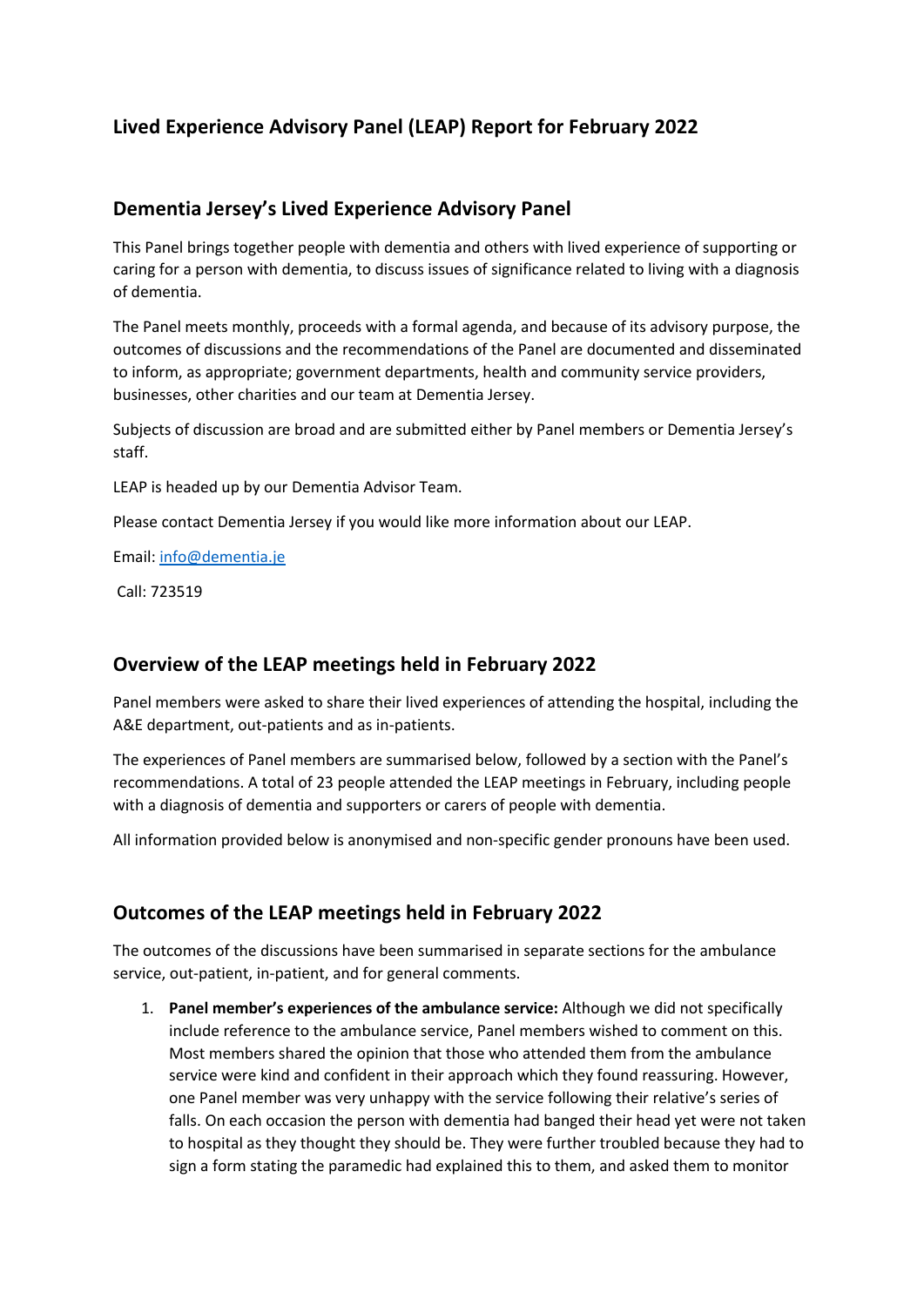# Lived Experience Advisory Panel (LEAP) Report for February 2022

## Dementia Jersey's Lived Experience Advisory Panel

This Panel brings together people with dementia and others with lived experience of supporting or caring for a person with dementia, to discuss issues of significance related to living with a diagnosis of dementia.

The Panel meets monthly, proceeds with a formal agenda, and because of its advisory purpose, the outcomes of discussions and the recommendations of the Panel are documented and disseminated to inform, as appropriate; government departments, health and community service providers, businesses, other charities and our team at Dementia Jersey.

Subjects of discussion are broad and are submitted either by Panel members or Dementia Jersey's staff.

LEAP is headed up by our Dementia Advisor Team.

Please contact Dementia Jersey if you would like more information about our LEAP.

Email: [info@dementia.je](mailto:info@dementia.je)

Call: 723519

## Overview of the LEAP meetings held in February 2022

Panel members were asked to share their lived experiences of attending the hospital, including the A&E department, out-patients and as in-patients.

The experiences of Panel members are summarised below, followed by a section with the Panel's recommendations. A total of 23 people attended the LEAP meetings in February, including people with a diagnosis of dementia and supporters or carers of people with dementia.

All information provided below is anonymised and non-specific gender pronouns have been used.

## Outcomes of the LEAP meetings held in February 2022

The outcomes of the discussions have been summarised in separate sections for the ambulance service, out-patient, in-patient, and for general comments.

1. **Panel member's experiences of the ambulance service:** Although we did not specifically include reference to the ambulance service, Panel members wished to comment on this. Most members shared the opinion that those who attended them from the ambulance service were kind and confident in their approach which they found reassuring. However, one Panel member was very unhappy with the service following their relative's series of falls. On each occasion the person with dementia had banged their head yet were not taken to hospital as they thought they should be. They were further troubled because they had to sign a form stating the paramedic had explained this to them, and asked them to monitor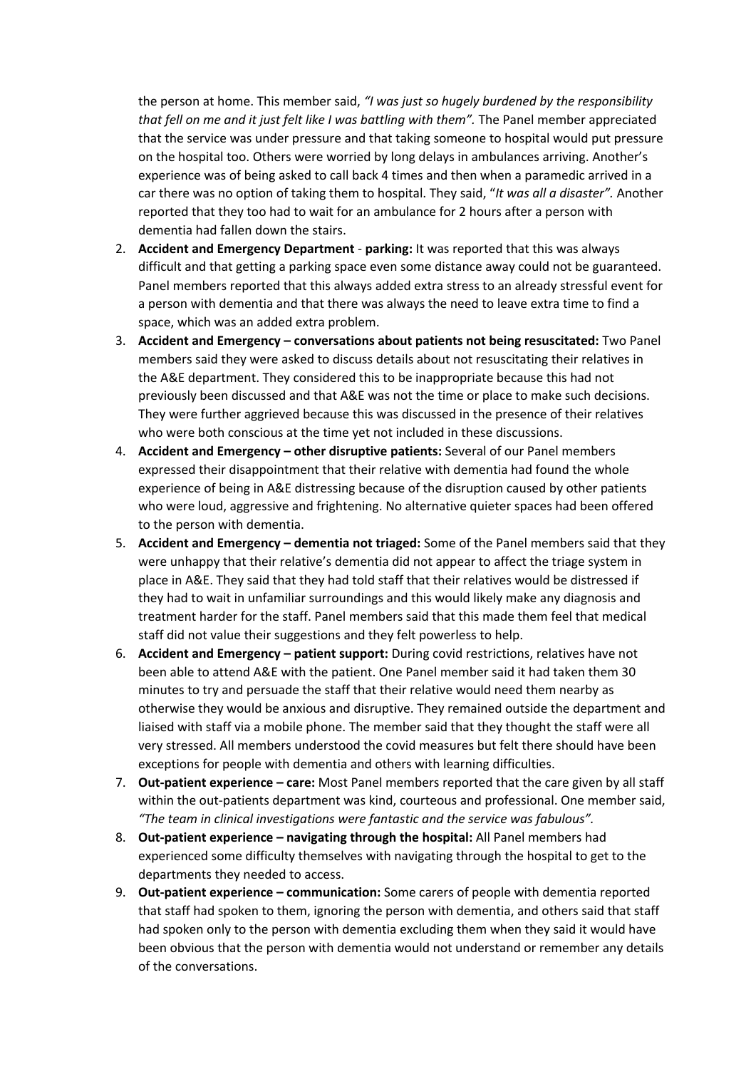the person at home. This member said, *"I was just so hugely burdened by the responsibility that fell on me and it just felt like I was battling with them".* The Panel member appreciated that the service was under pressure and that taking someone to hospital would put pressure on the hospital too. Others were worried by long delays in ambulances arriving. Another's experience was of being asked to call back 4 times and then when a paramedic arrived in a car there was no option of taking them to hospital. They said, "*It was all a disaster".* Another reported that they too had to wait for an ambulance for 2 hours after a person with dementia had fallen down the stairs.

2. **Accident and Emergency Department** - **parking:** It was reported that this was always difficult and that getting a parking space even some distance away could not be guaranteed. Panel members reported that this always added extra stress to an already stressful event for a person with dementia and that there was always the need to leave extra time to find a space, which was an added extra problem.
3. **Accident and Emergency – conversations about patients not being resuscitated:** Two Panel members said they were asked to discuss details about not resuscitating their relatives in the A&E department. They considered this to be inappropriate because this had not previously been discussed and that A&E was not the time or place to make such decisions. They were further aggrieved because this was discussed in the presence of their relatives who were both conscious at the time yet not included in these discussions.
4. **Accident and Emergency – other disruptive patients:** Several of our Panel members expressed their disappointment that their relative with dementia had found the whole experience of being in A&E distressing because of the disruption caused by other patients who were loud, aggressive and frightening. No alternative quieter spaces had been offered to the person with dementia.
5. **Accident and Emergency – dementia not triaged:** Some of the Panel members said that they were unhappy that their relative's dementia did not appear to affect the triage system in place in A&E. They said that they had told staff that their relatives would be distressed if they had to wait in unfamiliar surroundings and this would likely make any diagnosis and treatment harder for the staff. Panel members said that this made them feel that medical staff did not value their suggestions and they felt powerless to help.
6. **Accident and Emergency – patient support:** During covid restrictions, relatives have not been able to attend A&E with the patient. One Panel member said it had taken them 30 minutes to try and persuade the staff that their relative would need them nearby as otherwise they would be anxious and disruptive. They remained outside the department and liaised with staff via a mobile phone. The member said that they thought the staff were all very stressed. All members understood the covid measures but felt there should have been exceptions for people with dementia and others with learning difficulties.
7. **Out-patient experience – care:** Most Panel members reported that the care given by all staff within the out-patients department was kind, courteous and professional. One member said, *"The team in clinical investigations were fantastic and the service was fabulous".*
8. **Out-patient experience – navigating through the hospital:** All Panel members had experienced some difficulty themselves with navigating through the hospital to get to the departments they needed to access.
9. **Out-patient experience – communication:** Some carers of people with dementia reported that staff had spoken to them, ignoring the person with dementia, and others said that staff had spoken only to the person with dementia excluding them when they said it would have been obvious that the person with dementia would not understand or remember any details of the conversations.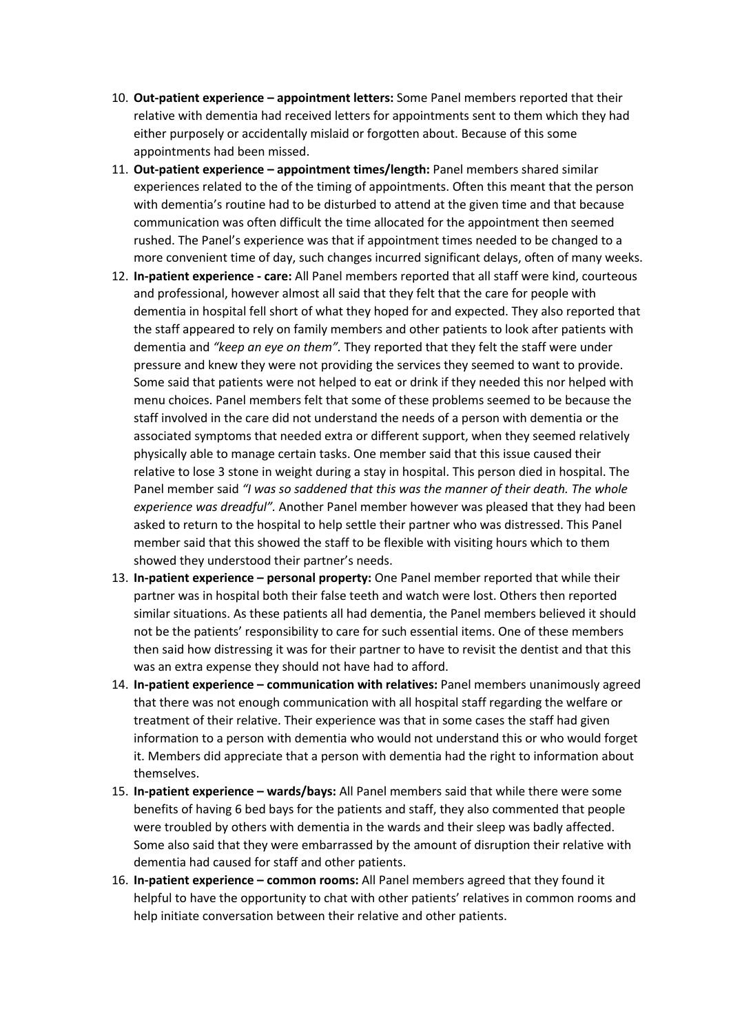10. **Out-patient experience – appointment letters:** Some Panel members reported that their relative with dementia had received letters for appointments sent to them which they had either purposely or accidentally mislaid or forgotten about. Because of this some appointments had been missed.
11. **Out-patient experience – appointment times/length:** Panel members shared similar experiences related to the of the timing of appointments. Often this meant that the person with dementia's routine had to be disturbed to attend at the given time and that because communication was often difficult the time allocated for the appointment then seemed rushed. The Panel's experience was that if appointment times needed to be changed to a more convenient time of day, such changes incurred significant delays, often of many weeks.
12. **In-patient experience - care:** All Panel members reported that all staff were kind, courteous and professional, however almost all said that they felt that the care for people with dementia in hospital fell short of what they hoped for and expected. They also reported that the staff appeared to rely on family members and other patients to look after patients with dementia and *"keep an eye on them"*. They reported that they felt the staff were under pressure and knew they were not providing the services they seemed to want to provide. Some said that patients were not helped to eat or drink if they needed this nor helped with menu choices. Panel members felt that some of these problems seemed to be because the staff involved in the care did not understand the needs of a person with dementia or the associated symptoms that needed extra or different support, when they seemed relatively physically able to manage certain tasks. One member said that this issue caused their relative to lose 3 stone in weight during a stay in hospital. This person died in hospital. The Panel member said *"I was so saddened that this was the manner of their death. The whole experience was dreadful"*. Another Panel member however was pleased that they had been asked to return to the hospital to help settle their partner who was distressed. This Panel member said that this showed the staff to be flexible with visiting hours which to them showed they understood their partner's needs.
13. **In-patient experience – personal property:** One Panel member reported that while their partner was in hospital both their false teeth and watch were lost. Others then reported similar situations. As these patients all had dementia, the Panel members believed it should not be the patients' responsibility to care for such essential items. One of these members then said how distressing it was for their partner to have to revisit the dentist and that this was an extra expense they should not have had to afford.
14. **In-patient experience – communication with relatives:** Panel members unanimously agreed that there was not enough communication with all hospital staff regarding the welfare or treatment of their relative. Their experience was that in some cases the staff had given information to a person with dementia who would not understand this or who would forget it. Members did appreciate that a person with dementia had the right to information about themselves.
15. **In-patient experience – wards/bays:** All Panel members said that while there were some benefits of having 6 bed bays for the patients and staff, they also commented that people were troubled by others with dementia in the wards and their sleep was badly affected. Some also said that they were embarrassed by the amount of disruption their relative with dementia had caused for staff and other patients.
16. **In-patient experience – common rooms:** All Panel members agreed that they found it helpful to have the opportunity to chat with other patients' relatives in common rooms and help initiate conversation between their relative and other patients.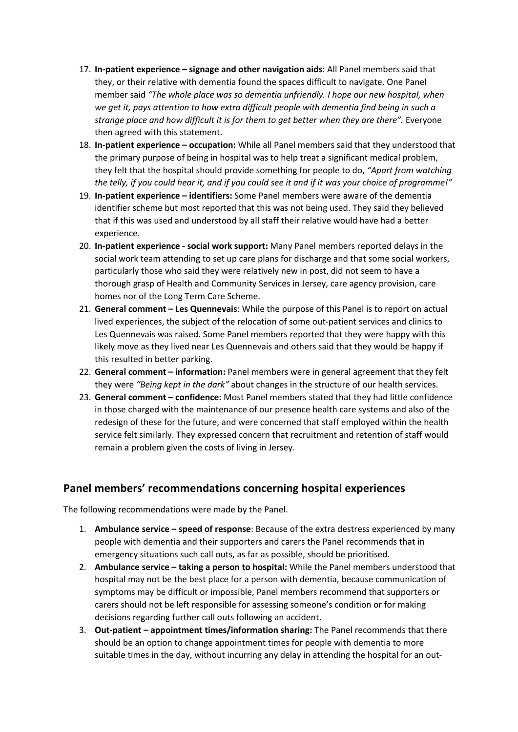17. **In-patient experience – signage and other navigation aids**: All Panel members said that they, or their relative with dementia found the spaces difficult to navigate. One Panel member said *"The whole place was so dementia unfriendly. I hope our new hospital, when we get it, pays attention to how extra difficult people with dementia find being in such a strange place and how difficult it is for them to get better when they are there".* Everyone then agreed with this statement.
18. **In-patient experience – occupation:** While all Panel members said that they understood that the primary purpose of being in hospital was to help treat a significant medical problem, they felt that the hospital should provide something for people to do, *"Apart from watching the telly, if you could hear it, and if you could see it and if it was your choice of programme!"*
19. **In-patient experience – identifiers:** Some Panel members were aware of the dementia identifier scheme but most reported that this was not being used. They said they believed that if this was used and understood by all staff their relative would have had a better experience.
20. **In-patient experience - social work support:** Many Panel members reported delays in the social work team attending to set up care plans for discharge and that some social workers, particularly those who said they were relatively new in post, did not seem to have a thorough grasp of Health and Community Services in Jersey, care agency provision, care homes nor of the Long Term Care Scheme.
21. **General comment – Les Quennevais**: While the purpose of this Panel is to report on actual lived experiences, the subject of the relocation of some out-patient services and clinics to Les Quennevais was raised. Some Panel members reported that they were happy with this likely move as they lived near Les Quennevais and others said that they would be happy if this resulted in better parking.
22. **General comment – information:** Panel members were in general agreement that they felt they were *"Being kept in the dark"* about changes in the structure of our health services.
23. **General comment – confidence:** Most Panel members stated that they had little confidence in those charged with the maintenance of our presence health care systems and also of the redesign of these for the future, and were concerned that staff employed within the health service felt similarly. They expressed concern that recruitment and retention of staff would remain a problem given the costs of living in Jersey.

## Panel members' recommendations concerning hospital experiences

The following recommendations were made by the Panel.

1. **Ambulance service – speed of response**: Because of the extra destress experienced by many people with dementia and their supporters and carers the Panel recommends that in emergency situations such call outs, as far as possible, should be prioritised.
2. **Ambulance service – taking a person to hospital:** While the Panel members understood that hospital may not be the best place for a person with dementia, because communication of symptoms may be difficult or impossible, Panel members recommend that supporters or carers should not be left responsible for assessing someone's condition or for making decisions regarding further call outs following an accident.
3. **Out-patient – appointment times/information sharing:** The Panel recommends that there should be an option to change appointment times for people with dementia to more suitable times in the day, without incurring any delay in attending the hospital for an out-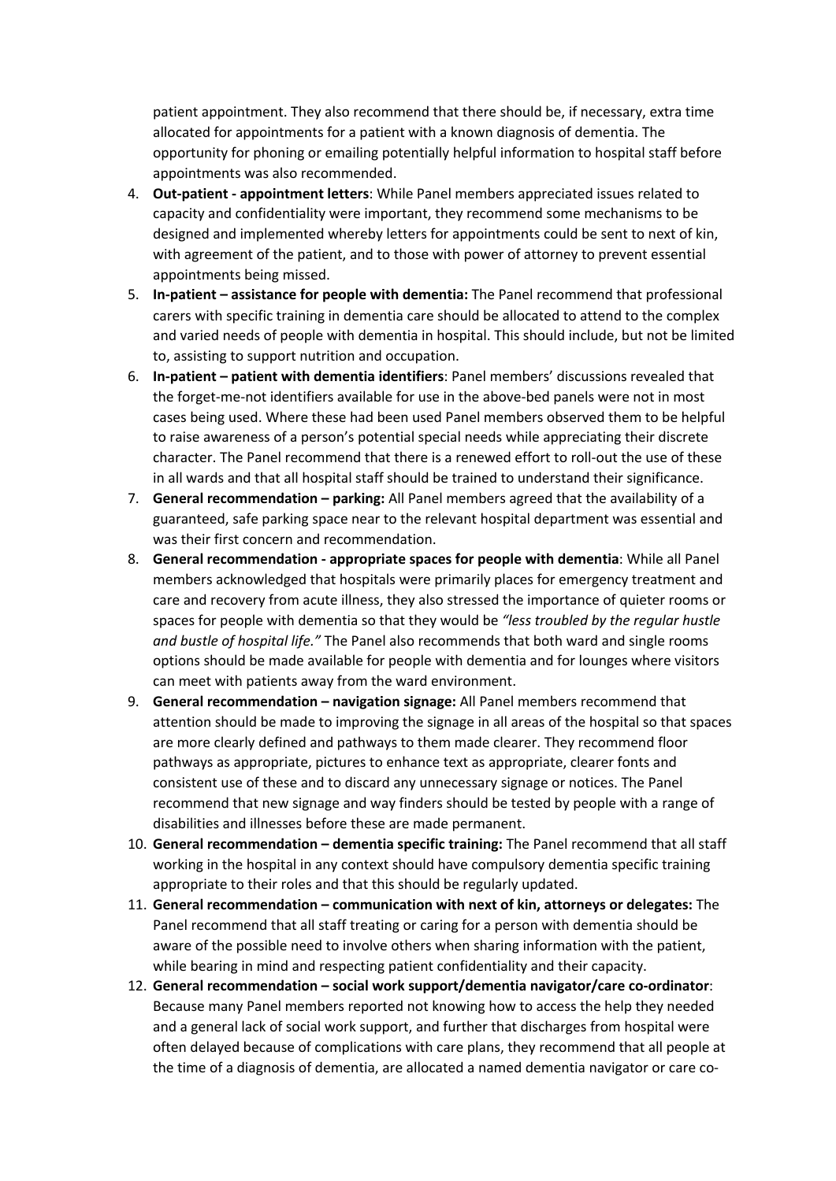patient appointment. They also recommend that there should be, if necessary, extra time allocated for appointments for a patient with a known diagnosis of dementia. The opportunity for phoning or emailing potentially helpful information to hospital staff before appointments was also recommended.

4. **Out-patient - appointment letters**: While Panel members appreciated issues related to capacity and confidentiality were important, they recommend some mechanisms to be designed and implemented whereby letters for appointments could be sent to next of kin, with agreement of the patient, and to those with power of attorney to prevent essential appointments being missed.
5. **In-patient – assistance for people with dementia:** The Panel recommend that professional carers with specific training in dementia care should be allocated to attend to the complex and varied needs of people with dementia in hospital. This should include, but not be limited to, assisting to support nutrition and occupation.
6. **In-patient – patient with dementia identifiers**: Panel members' discussions revealed that the forget-me-not identifiers available for use in the above-bed panels were not in most cases being used. Where these had been used Panel members observed them to be helpful to raise awareness of a person's potential special needs while appreciating their discrete character. The Panel recommend that there is a renewed effort to roll-out the use of these in all wards and that all hospital staff should be trained to understand their significance.
7. **General recommendation – parking:** All Panel members agreed that the availability of a guaranteed, safe parking space near to the relevant hospital department was essential and was their first concern and recommendation.
8. **General recommendation - appropriate spaces for people with dementia**: While all Panel members acknowledged that hospitals were primarily places for emergency treatment and care and recovery from acute illness, they also stressed the importance of quieter rooms or spaces for people with dementia so that they would be *"less troubled by the regular hustle and bustle of hospital life."* The Panel also recommends that both ward and single rooms options should be made available for people with dementia and for lounges where visitors can meet with patients away from the ward environment.
9. **General recommendation – navigation signage:** All Panel members recommend that attention should be made to improving the signage in all areas of the hospital so that spaces are more clearly defined and pathways to them made clearer. They recommend floor pathways as appropriate, pictures to enhance text as appropriate, clearer fonts and consistent use of these and to discard any unnecessary signage or notices. The Panel recommend that new signage and way finders should be tested by people with a range of disabilities and illnesses before these are made permanent.
10. **General recommendation – dementia specific training:** The Panel recommend that all staff working in the hospital in any context should have compulsory dementia specific training appropriate to their roles and that this should be regularly updated.
11. **General recommendation – communication with next of kin, attorneys or delegates:** The Panel recommend that all staff treating or caring for a person with dementia should be aware of the possible need to involve others when sharing information with the patient, while bearing in mind and respecting patient confidentiality and their capacity.
12. **General recommendation – social work support/dementia navigator/care co-ordinator**: Because many Panel members reported not knowing how to access the help they needed and a general lack of social work support, and further that discharges from hospital were often delayed because of complications with care plans, they recommend that all people at the time of a diagnosis of dementia, are allocated a named dementia navigator or care co-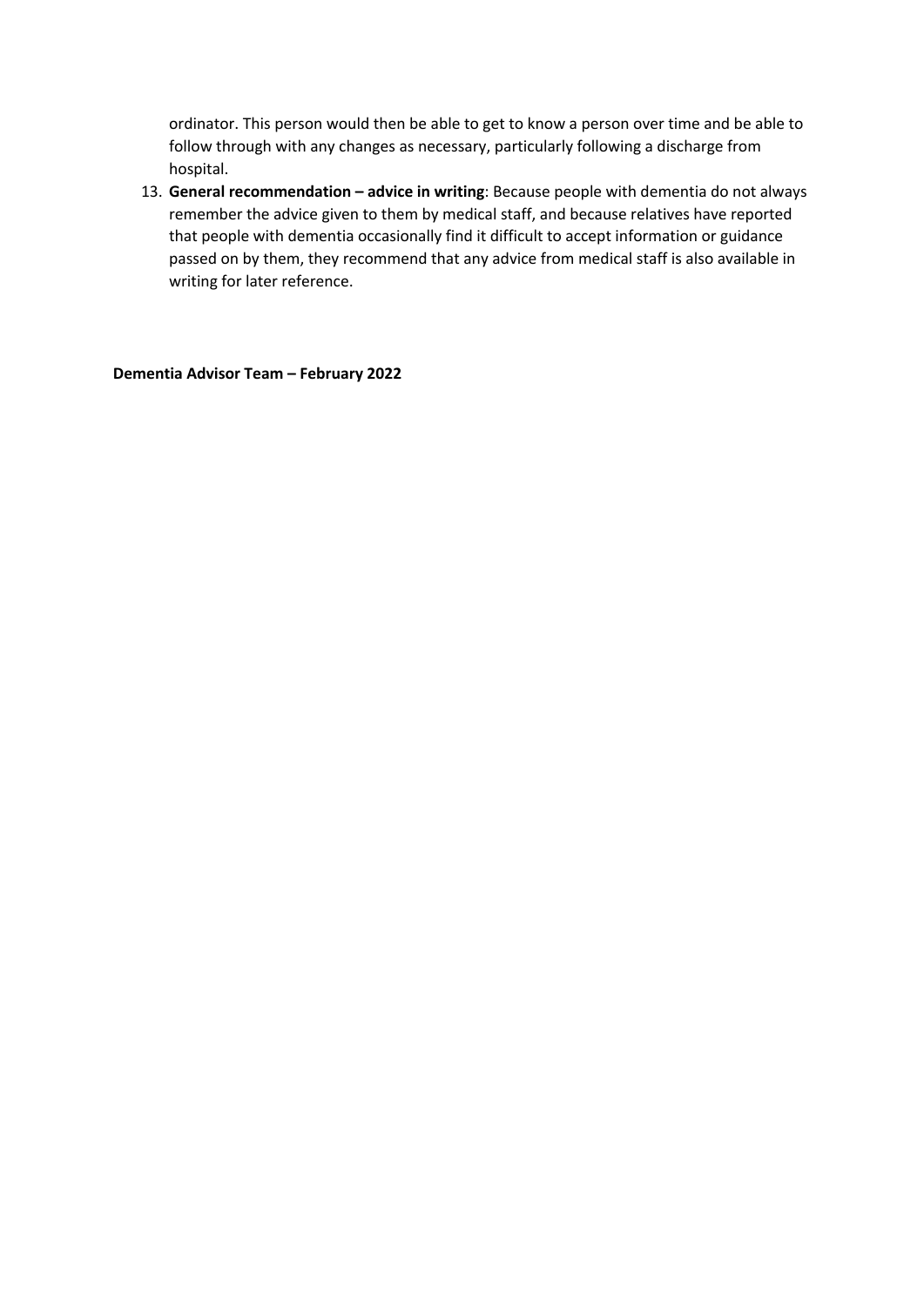ordinator. This person would then be able to get to know a person over time and be able to follow through with any changes as necessary, particularly following a discharge from hospital.

13. **General recommendation – advice in writing**: Because people with dementia do not always remember the advice given to them by medical staff, and because relatives have reported that people with dementia occasionally find it difficult to accept information or guidance passed on by them, they recommend that any advice from medical staff is also available in writing for later reference.

**Dementia Advisor Team – February 2022**